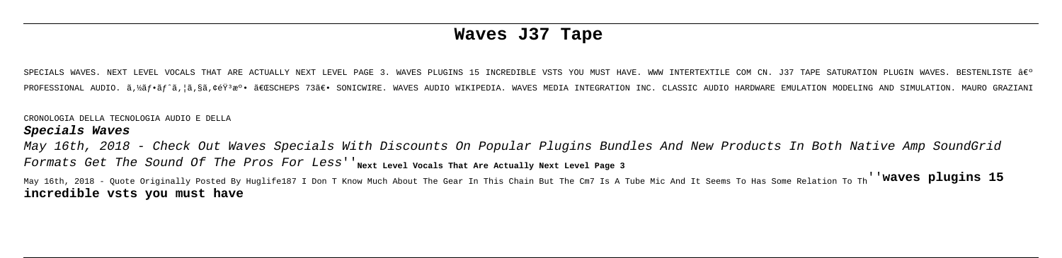# Waves J37 Tape

SPECIALS WAVES. NEXT LEVEL VOCALS THAT ARE ACTUALLY NEXT LEVEL PAGE 3. WAVES PLUGINS 15 INCREDIBLE VSTS YOU MUST HAVE. WWW INTERTEXTILE COM CN. J37 TAPE SATURATION PLUGIN WAVES. BESTENLISTE â€º PROFESSIONAL AUDIO. ã,½ãƒ•ãƒˆã,¦ã,§ã,¢éŸ³æº• ã€ŒSCHEPS 73ã€• SONICWIRE. WAVES AUDIO WIKIPEDIA. WAVES MEDIA INTEGRATION INC. CLASSIC AUDIO HARDWARE EMULATION MODELING AND SIMULATION. MAURO GRAZIANI CRONOLOGIA DELLA TECNOLOGIA AUDIO E DELLA

## Specials Waves

May 16th, 2018 - Check Out Waves Specials With Discounts On Popular Plugins Bundles And New Products In Both Native Amp SoundGrid Formats Get The Sound Of The Pros For Less''**Next Level Vocals That Are Actually Next Level Page 3**

May 16th, 2018 - Quote Originally Posted By Huglife187 I Don T Know Much About The Gear In This Chain But The Cm7 Is A Tube Mic And It Seems To Has Some Relation To Th''**waves plugins 15 incredible vsts you must have**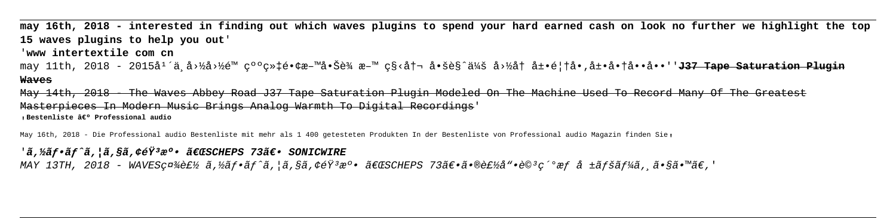**may 16th, 2018 - interested in finding out which waves plugins to spend your hard earned cash on look no further we highlight the top 15 waves plugins to help you out**'

'**www intertextile com cn**

may 11th, 2018 - 2015å¹´ä¸å›½å›½é™ çººç»‡é•¢æ–™å•Šè¾ æ–™ ç§‹å†¬ å•šè§ˆä¼š å›½å† å±•é¦†å•‚å±•å•†å••å••''**J37 Tape Saturation Plugin Waves**

~~May 14th, 2018 - The Waves Abbey Road J37 Tape Saturation Plugin Modeled On The Machine Used To Record Many Of The Greatest Masterpieces In Modern Music Brings Analog Warmth To Digital Recordings~~'

'**Bestenliste â€º Professional audio**

May 16th, 2018 - Die Professional audio Bestenliste mit mehr als 1 400 getesteten Produkten In der Bestenliste von Professional audio Magazin finden Sie'

'***ã,½ãf•ãf^ã,¦ã,§ã,¢éŸ³æº• ã€ŒSCHEPS 73ã€• SONICWIRE***

*MAY 13TH, 2018 - WAVESç¤¾è£½ ã,½ãf•ãf^ã,¦ã,§ã,¢éŸ³æº• ã€ŒSCHEPS 73ã€•ã•®è£½å"•è©³ç´°æf å ±ãfšãf¼ã,¸ã•§ã•™ã€,*'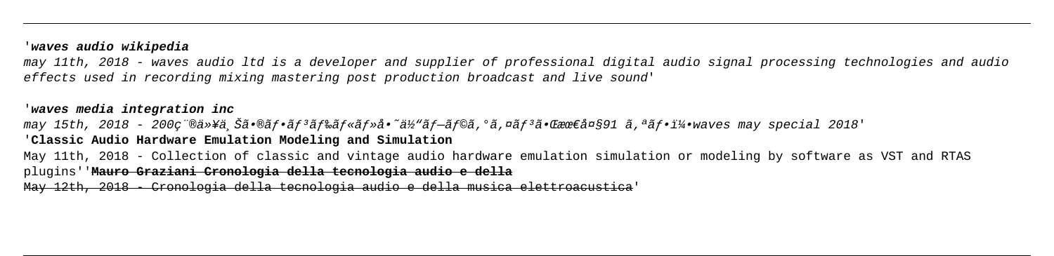'**waves audio wikipedia**

*may 11th, 2018 - waves audio ltd is a developer and supplier of professional digital audio signal processing technologies and audio effects used in recording mixing mastering post production broadcast and live sound*'

'**waves media integration inc**

*may 15th, 2018 - 200ç¨®ä»¥ä¸Šã•®ãƒ•ãƒ³ãƒ‰ãƒ«ãƒ»å•˜ä½“ãƒ—ãƒ©ã‚°ã‚¤ãƒ³ã•Œæœ€å¤§91 ã‚ªãƒ•ï¼•waves may special 2018*'

'**Classic Audio Hardware Emulation Modeling and Simulation**

May 11th, 2018 - Collection of classic and vintage audio hardware emulation simulation or modeling by software as VST and RTAS plugins''**Mauro Graziani Cronologia della tecnologia audio e della**

May 12th, 2018 - Cronologia della tecnologia audio e della musica elettroacustica'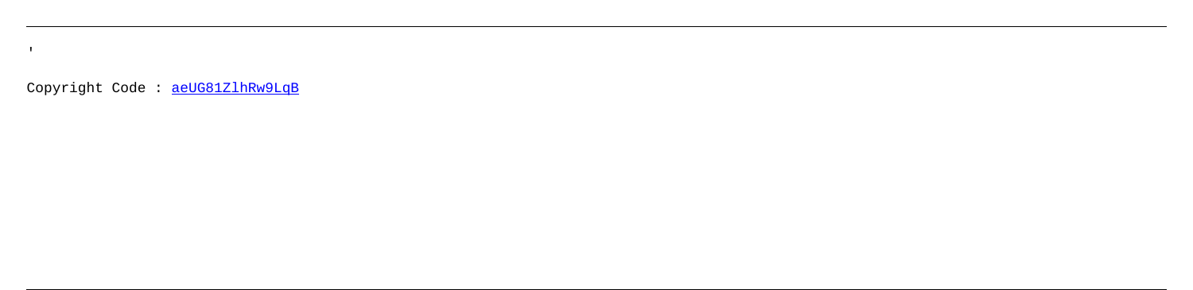'

Copyright Code : aeUG81ZlhRw9LqB